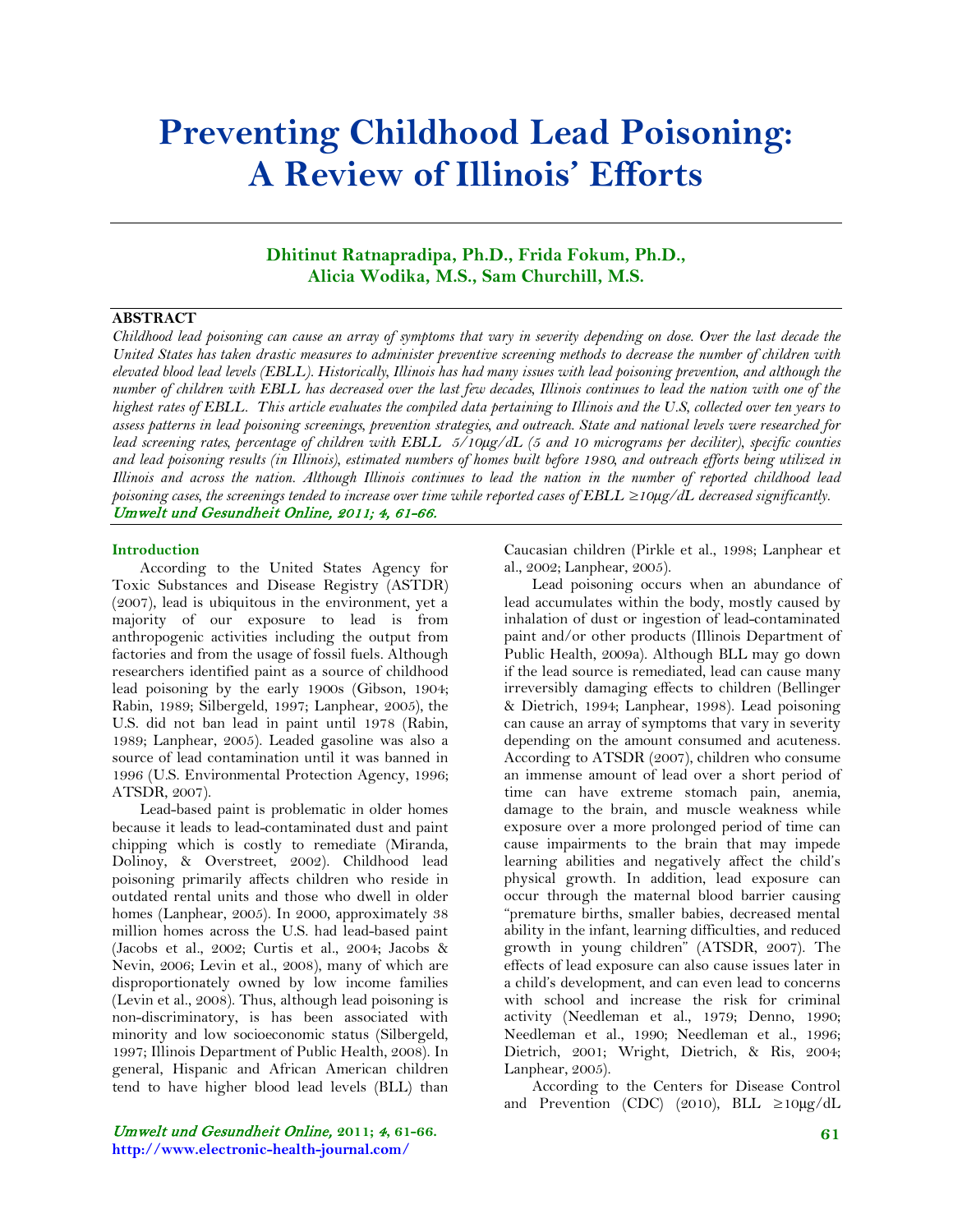# Preventing Childhood Lead Poisoning: A Review of Illinois' Efforts

**Dhitinut Ratnapradipa, Ph.D., Frida Fokum, Ph.D., Alicia Wodika, M.S., Sam Churchill, M.S.**

## ABSTRACT

*Childhood lead poisoning can cause an array of symptoms that vary in severity depending on dose. Over the last decade the United States has taken drastic measures to administer preventive screening methods to decrease the number of children with elevated blood lead levels (EBLL). Historically, Illinois has had many issues with lead poisoning prevention, and although the number of children with EBLL has decreased over the last few decades, Illinois continues to lead the nation with one of the highest rates of EBLL. This article evaluates the compiled data pertaining to Illinois and the U.S, collected over ten years to assess patterns in lead poisoning screenings, prevention strategies, and outreach. State and national levels were researched for lead screening rates, percentage of children with EBLL 5/10µg/dL (5 and 10 micrograms per deciliter), specific counties and lead poisoning results (in Illinois), estimated numbers of homes built before 1980, and outreach efforts being utilized in Illinois and across the nation. Although Illinois continues to lead the nation in the number of reported childhood lead poisoning cases, the screenings tended to increase over time while reported cases of EBLL ≥10µg/dL decreased significantly.*

*Umwelt und Gesundheit Online, 2011; 4, 61-66.*

### Introduction

According to the United States Agency for Toxic Substances and Disease Registry (ASTDR) (2007), lead is ubiquitous in the environment, yet a majority of our exposure to lead is from anthropogenic activities including the output from factories and from the usage of fossil fuels. Although researchers identified paint as a source of childhood lead poisoning by the early 1900s (Gibson, 1904; Rabin, 1989; Silbergeld, 1997; Lanphear, 2005), the U.S. did not ban lead in paint until 1978 (Rabin, 1989; Lanphear, 2005). Leaded gasoline was also a source of lead contamination until it was banned in 1996 (U.S. Environmental Protection Agency, 1996; ATSDR, 2007).

Lead-based paint is problematic in older homes because it leads to lead-contaminated dust and paint chipping which is costly to remediate (Miranda, Dolinoy, & Overstreet, 2002). Childhood lead poisoning primarily affects children who reside in outdated rental units and those who dwell in older homes (Lanphear, 2005). In 2000, approximately 38 million homes across the U.S. had lead-based paint (Jacobs et al., 2002; Curtis et al., 2004; Jacobs & Nevin, 2006; Levin et al., 2008), many of which are disproportionately owned by low income families (Levin et al., 2008). Thus, although lead poisoning is non-discriminatory, is has been associated with minority and low socioeconomic status (Silbergeld, 1997; Illinois Department of Public Health, 2008). In general, Hispanic and African American children tend to have higher blood lead levels (BLL) than Caucasian children (Pirkle et al., 1998; Lanphear et al., 2002; Lanphear, 2005).

Lead poisoning occurs when an abundance of lead accumulates within the body, mostly caused by inhalation of dust or ingestion of lead-contaminated paint and/or other products (Illinois Department of Public Health, 2009a). Although BLL may go down if the lead source is remediated, lead can cause many irreversibly damaging effects to children (Bellinger & Dietrich, 1994; Lanphear, 1998). Lead poisoning can cause an array of symptoms that vary in severity depending on the amount consumed and acuteness. According to ATSDR (2007), children who consume an immense amount of lead over a short period of time can have extreme stomach pain, anemia, damage to the brain, and muscle weakness while exposure over a more prolonged period of time can cause impairments to the brain that may impede learning abilities and negatively affect the child's physical growth. In addition, lead exposure can occur through the maternal blood barrier causing "premature births, smaller babies, decreased mental ability in the infant, learning difficulties, and reduced growth in young children" (ATSDR, 2007). The effects of lead exposure can also cause issues later in a child's development, and can even lead to concerns with school and increase the risk for criminal activity (Needleman et al., 1979; Denno, 1990; Needleman et al., 1990; Needleman et al., 1996; Dietrich, 2001; Wright, Dietrich, & Ris, 2004; Lanphear, 2005).

According to the Centers for Disease Control and Prevention (CDC) (2010), BLL ≥10µg/dL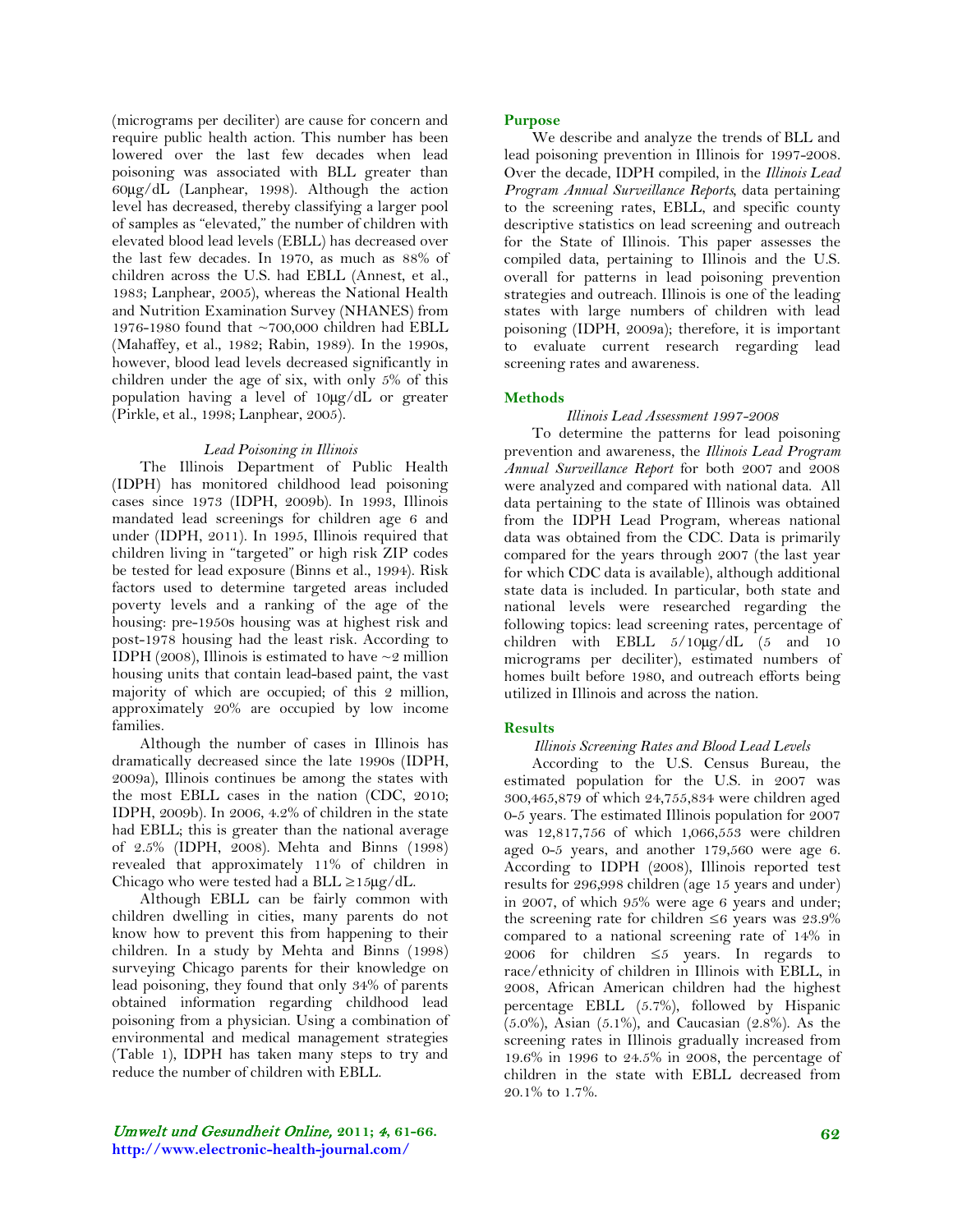(micrograms per deciliter) are cause for concern and require public health action. This number has been lowered over the last few decades when lead poisoning was associated with BLL greater than 60μg/dL (Lanphear, 1998). Although the action level has decreased, thereby classifying a larger pool of samples as "elevated," the number of children with elevated blood lead levels (EBLL) has decreased over the last few decades. In 1970, as much as 88% of children across the U.S. had EBLL (Annest, et al., 1983; Lanphear, 2005), whereas the National Health and Nutrition Examination Survey (NHANES) from 1976-1980 found that ~700,000 children had EBLL (Mahaffey, et al., 1982; Rabin, 1989). In the 1990s, however, blood lead levels decreased significantly in children under the age of six, with only 5% of this population having a level of 10μg/dL or greater (Pirkle, et al., 1998; Lanphear, 2005).

*Lead Poisoning in Illinois*

The Illinois Department of Public Health (IDPH) has monitored childhood lead poisoning cases since 1973 (IDPH, 2009b). In 1993, Illinois mandated lead screenings for children age 6 and under (IDPH, 2011). In 1995, Illinois required that children living in "targeted" or high risk ZIP codes be tested for lead exposure (Binns et al., 1994). Risk factors used to determine targeted areas included poverty levels and a ranking of the age of the housing: pre-1950s housing was at highest risk and post-1978 housing had the least risk. According to IDPH (2008), Illinois is estimated to have ~2 million housing units that contain lead-based paint, the vast majority of which are occupied; of this 2 million, approximately 20% are occupied by low income families.

Although the number of cases in Illinois has dramatically decreased since the late 1990s (IDPH, 2009a), Illinois continues be among the states with the most EBLL cases in the nation (CDC, 2010; IDPH, 2009b). In 2006, 4.2% of children in the state had EBLL; this is greater than the national average of 2.5% (IDPH, 2008). Mehta and Binns (1998) revealed that approximately 11% of children in Chicago who were tested had a BLL ≥15μg/dL.

Although EBLL can be fairly common with children dwelling in cities, many parents do not know how to prevent this from happening to their children. In a study by Mehta and Binns (1998) surveying Chicago parents for their knowledge on lead poisoning, they found that only 34% of parents obtained information regarding childhood lead poisoning from a physician. Using a combination of environmental and medical management strategies (Table 1), IDPH has taken many steps to try and reduce the number of children with EBLL.

## Purpose

We describe and analyze the trends of BLL and lead poisoning prevention in Illinois for 1997-2008. Over the decade, IDPH compiled, in the *Illinois Lead Program Annual Surveillance Reports*, data pertaining to the screening rates, EBLL, and specific county descriptive statistics on lead screening and outreach for the State of Illinois. This paper assesses the compiled data, pertaining to Illinois and the U.S. overall for patterns in lead poisoning prevention strategies and outreach. Illinois is one of the leading states with large numbers of children with lead poisoning (IDPH, 2009a); therefore, it is important to evaluate current research regarding lead screening rates and awareness.

## Methods

*Illinois Lead Assessment 1997-2008*

To determine the patterns for lead poisoning prevention and awareness, the *Illinois Lead Program Annual Surveillance Report* for both 2007 and 2008 were analyzed and compared with national data. All data pertaining to the state of Illinois was obtained from the IDPH Lead Program, whereas national data was obtained from the CDC. Data is primarily compared for the years through 2007 (the last year for which CDC data is available), although additional state data is included. In particular, both state and national levels were researched regarding the following topics: lead screening rates, percentage of children with EBLL 5/10μg/dL (5 and 10 micrograms per deciliter), estimated numbers of homes built before 1980, and outreach efforts being utilized in Illinois and across the nation.

## Results

*Illinois Screening Rates and Blood Lead Levels*

According to the U.S. Census Bureau, the estimated population for the U.S. in 2007 was 300,465,879 of which 24,755,834 were children aged 0-5 years. The estimated Illinois population for 2007 was 12,817,756 of which 1,066,553 were children aged 0-5 years, and another 179,560 were age 6. According to IDPH (2008), Illinois reported test results for 296,998 children (age 15 years and under) in 2007, of which 95% were age 6 years and under; the screening rate for children ≤6 years was 23.9% compared to a national screening rate of 14% in 2006 for children ≤5 years. In regards to race/ethnicity of children in Illinois with EBLL, in 2008, African American children had the highest percentage EBLL (5.7%), followed by Hispanic (5.0%), Asian (5.1%), and Caucasian (2.8%). As the screening rates in Illinois gradually increased from 19.6% in 1996 to 24.5% in 2008, the percentage of children in the state with EBLL decreased from 20.1% to 1.7%.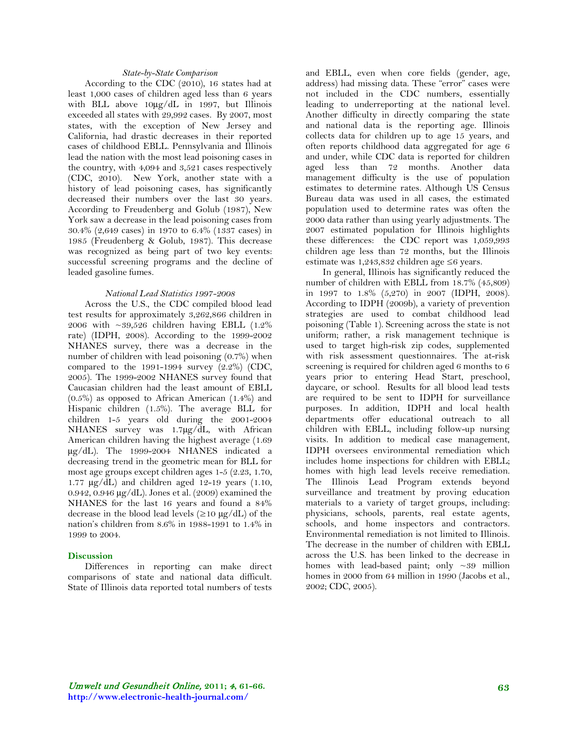### *State-by-State Comparison*

According to the CDC (2010), 16 states had at least 1,000 cases of children aged less than 6 years with BLL above 10µg/dL in 1997, but Illinois exceeded all states with 29,992 cases. By 2007, most states, with the exception of New Jersey and California, had drastic decreases in their reported cases of childhood EBLL. Pennsylvania and Illinois lead the nation with the most lead poisoning cases in the country, with 4,094 and 3,521 cases respectively (CDC, 2010). New York, another state with a history of lead poisoning cases, has significantly decreased their numbers over the last 30 years. According to Freudenberg and Golub (1987), New York saw a decrease in the lead poisoning cases from 30.4% (2,649 cases) in 1970 to 6.4% (1337 cases) in 1985 (Freudenberg & Golub, 1987). This decrease was recognized as being part of two key events: successful screening programs and the decline of leaded gasoline fumes.

### *National Lead Statistics 1997-2008*

Across the U.S., the CDC compiled blood lead test results for approximately 3,262,866 children in 2006 with ~39,526 children having EBLL (1.2% rate) (IDPH, 2008). According to the 1999-2002 NHANES survey, there was a decrease in the number of children with lead poisoning (0.7%) when compared to the 1991-1994 survey (2.2%) (CDC, 2005). The 1999-2002 NHANES survey found that Caucasian children had the least amount of EBLL (0.5%) as opposed to African American (1.4%) and Hispanic children (1.5%). The average BLL for children 1-5 years old during the 2001-2004 NHANES survey was 1.7µg/dL, with African American children having the highest average (1.69 µg/dL). The 1999-2004 NHANES indicated a decreasing trend in the geometric mean for BLL for most age groups except children ages 1-5 (2.23, 1.70, 1.77 µg/dL) and children aged 12-19 years (1.10, 0.942, 0.946 µg/dL). Jones et al. (2009) examined the NHANES for the last 16 years and found a 84% decrease in the blood lead levels (≥10 µg/dL) of the nation's children from 8.6% in 1988-1991 to 1.4% in 1999 to 2004.

## **Discussion**

Differences in reporting can make direct comparisons of state and national data difficult. State of Illinois data reported total numbers of tests and EBLL, even when core fields (gender, age, address) had missing data. These "error" cases were not included in the CDC numbers, essentially leading to underreporting at the national level. Another difficulty in directly comparing the state and national data is the reporting age. Illinois collects data for children up to age 15 years, and often reports childhood data aggregated for age 6 and under, while CDC data is reported for children aged less than 72 months. Another data management difficulty is the use of population estimates to determine rates. Although US Census Bureau data was used in all cases, the estimated population used to determine rates was often the 2000 data rather than using yearly adjustments. The 2007 estimated population for Illinois highlights these differences: the CDC report was 1,059,993 children age less than 72 months, but the Illinois estimate was 1,243,832 children age ≤6 years.

In general, Illinois has significantly reduced the number of children with EBLL from 18.7% (45,809) in 1997 to 1.8% (5,270) in 2007 (IDPH, 2008). According to IDPH (2009b), a variety of prevention strategies are used to combat childhood lead poisoning (Table 1). Screening across the state is not uniform; rather, a risk management technique is used to target high-risk zip codes, supplemented with risk assessment questionnaires. The at-risk screening is required for children aged 6 months to 6 years prior to entering Head Start, preschool, daycare, or school. Results for all blood lead tests are required to be sent to IDPH for surveillance purposes. In addition, IDPH and local health departments offer educational outreach to all children with EBLL, including follow-up nursing visits. In addition to medical case management, IDPH oversees environmental remediation which includes home inspections for children with EBLL; homes with high lead levels receive remediation. The Illinois Lead Program extends beyond surveillance and treatment by proving education materials to a variety of target groups, including: physicians, schools, parents, real estate agents, schools, and home inspectors and contractors. Environmental remediation is not limited to Illinois. The decrease in the number of children with EBLL across the U.S. has been linked to the decrease in homes with lead-based paint; only ~39 million homes in 2000 from 64 million in 1990 (Jacobs et al., 2002; CDC, 2005).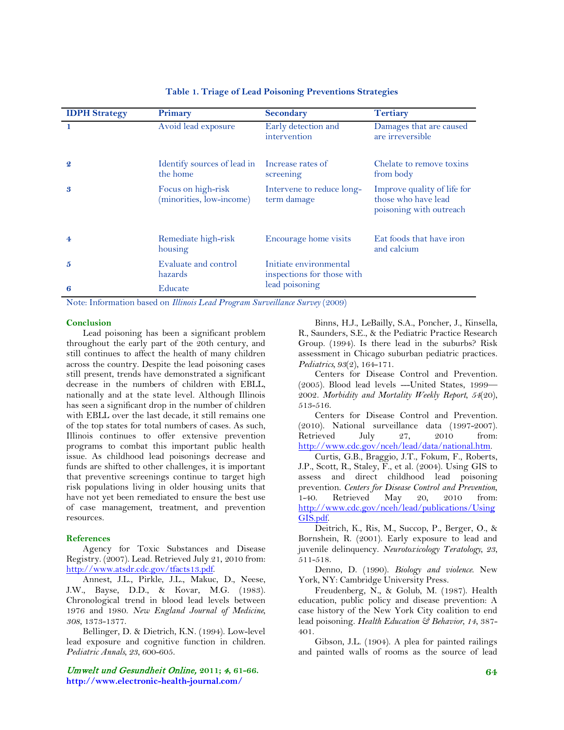**Table 1. Triage of Lead Poisoning Preventions Strategies**

| IDPH Strategy | Primary | Secondary | Tertiary |
|---|---|---|---|
| 1 | Avoid lead exposure | Early detection and intervention | Damages that are caused are irreversible |
| 2 | Identify sources of lead in the home | Increase rates of screening | Chelate to remove toxins from body |
| 3 | Focus on high-risk (minorities, low-income) | Intervene to reduce long-term damage | Improve quality of life for those who have lead poisoning with outreach |
| 4 | Remediate high-risk housing | Encourage home visits | Eat foods that have iron and calcium |
| 5 | Evaluate and control hazards | Initiate environmental inspections for those with lead poisoning | |
| 6 | Educate | | |

Note: Information based on *Illinois Lead Program Surveillance Survey* (2009)

## Conclusion

Lead poisoning has been a significant problem throughout the early part of the 20th century, and still continues to affect the health of many children across the country. Despite the lead poisoning cases still present, trends have demonstrated a significant decrease in the numbers of children with EBLL, nationally and at the state level. Although Illinois has seen a significant drop in the number of children with EBLL over the last decade, it still remains one of the top states for total numbers of cases. As such, Illinois continues to offer extensive prevention programs to combat this important public health issue. As childhood lead poisonings decrease and funds are shifted to other challenges, it is important that preventive screenings continue to target high risk populations living in older housing units that have not yet been remediated to ensure the best use of case management, treatment, and prevention resources.

## References

Agency for Toxic Substances and Disease Registry. (2007). Lead. Retrieved July 21, 2010 from: http://www.atsdr.cdc.gov/tfacts13.pdf.

Annest, J.L., Pirkle, J.L., Makuc, D., Neese, J.W., Bayse, D.D., & Kovar, M.G. (1983). Chronological trend in blood lead levels between 1976 and 1980. *New England Journal of Medicine*, *308*, 1373-1377.

Bellinger, D. & Dietrich, K.N. (1994). Low-level lead exposure and cognitive function in children. *Pediatric Annals*, *23*, 600-605.

Binns, H.J., LeBailly, S.A., Poncher, J., Kinsella, R., Saunders, S.E., & the Pediatric Practice Research Group. (1994). Is there lead in the suburbs? Risk assessment in Chicago suburban pediatric practices. *Pediatrics*, *93*(2), 164-171.

Centers for Disease Control and Prevention. (2005). Blood lead levels ---United States, 1999—2002. *Morbidity and Mortality Weekly Report*, *54*(20), 513-516.

Centers for Disease Control and Prevention. (2010). National surveillance data (1997-2007). Retrieved July 27, 2010 from: http://www.cdc.gov/nceh/lead/data/national.htm.

Curtis, G.B., Braggio, J.T., Fokum, F., Roberts, J.P., Scott, R., Staley, F., et al. (2004). Using GIS to assess and direct childhood lead poisoning prevention. *Centers for Disease Control and Prevention*, 1-40. Retrieved May 20, 2010 from: http://www.cdc.gov/nceh/lead/publications/UsingGIS.pdf.

Deitrich, K., Ris, M., Succop, P., Berger, O., & Bornshein, R. (2001). Early exposure to lead and juvenile delinquency. *Neurotoxicology Teratology*, *23*, 511-518.

Denno, D. (1990). *Biology and violence*. New York, NY: Cambridge University Press.

Freudenberg, N., & Golub, M. (1987). Health education, public policy and disease prevention: A case history of the New York City coalition to end lead poisoning. *Health Education & Behavior*, *14*, 387-401.

Gibson, J.L. (1904). A plea for painted railings and painted walls of rooms as the source of lead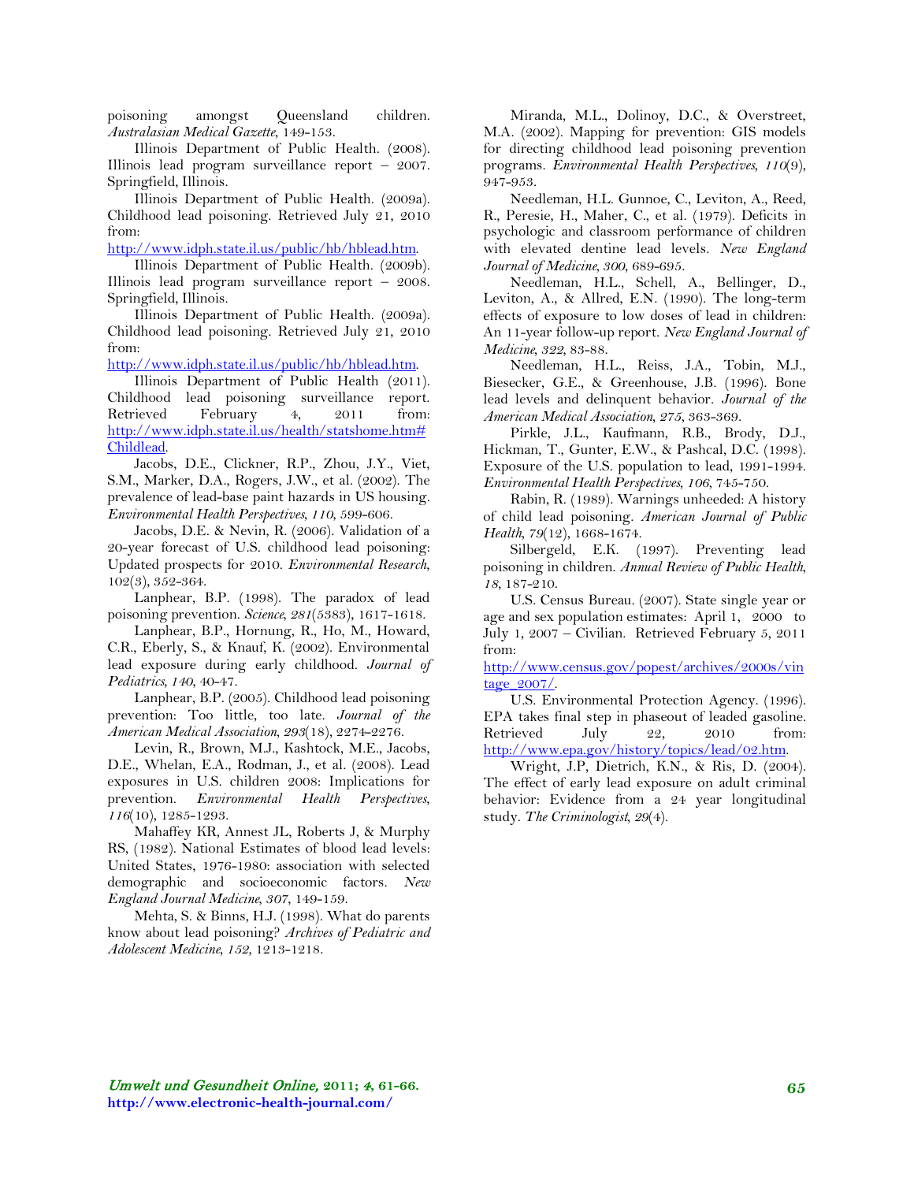poisoning amongst Queensland children. *Australasian Medical Gazette*, 149-153.

Illinois Department of Public Health. (2008). Illinois lead program surveillance report – 2007. Springfield, Illinois.

Illinois Department of Public Health. (2009a). Childhood lead poisoning. Retrieved July 21, 2010 from: http://www.idph.state.il.us/public/hb/hblead.htm.

Illinois Department of Public Health. (2009b). Illinois lead program surveillance report – 2008. Springfield, Illinois.

Illinois Department of Public Health. (2009a). Childhood lead poisoning. Retrieved July 21, 2010 from: http://www.idph.state.il.us/public/hb/hblead.htm.

Illinois Department of Public Health (2011). Childhood lead poisoning surveillance report. Retrieved February 4, 2011 from: http://www.idph.state.il.us/health/statshome.htm#Childlead.

Jacobs, D.E., Clickner, R.P., Zhou, J.Y., Viet, S.M., Marker, D.A., Rogers, J.W., et al. (2002). The prevalence of lead-base paint hazards in US housing. *Environmental Health Perspectives*, *110*, 599-606.

Jacobs, D.E. & Nevin, R. (2006). Validation of a 20-year forecast of U.S. childhood lead poisoning: Updated prospects for 2010. *Environmental Research*, 102(3), 352-364.

Lanphear, B.P. (1998). The paradox of lead poisoning prevention. *Science*, *281*(5383), 1617-1618.

Lanphear, B.P., Hornung, R., Ho, M., Howard, C.R., Eberly, S., & Knauf, K. (2002). Environmental lead exposure during early childhood. *Journal of Pediatrics*, *140*, 40-47.

Lanphear, B.P. (2005). Childhood lead poisoning prevention: Too little, too late. *Journal of the American Medical Association*, *293*(18), 2274-2276.

Levin, R., Brown, M.J., Kashtock, M.E., Jacobs, D.E., Whelan, E.A., Rodman, J., et al. (2008). Lead exposures in U.S. children 2008: Implications for prevention. *Environmental Health Perspectives*, *116*(10), 1285-1293.

Mahaffey KR, Annest JL, Roberts J, & Murphy RS, (1982). National Estimates of blood lead levels: United States, 1976-1980: association with selected demographic and socioeconomic factors. *New England Journal Medicine*, *307*, 149-159.

Mehta, S. & Binns, H.J. (1998). What do parents know about lead poisoning? *Archives of Pediatric and Adolescent Medicine*, *152*, 1213-1218.

Miranda, M.L., Dolinoy, D.C., & Overstreet, M.A. (2002). Mapping for prevention: GIS models for directing childhood lead poisoning prevention programs. *Environmental Health Perspectives*, *110*(9), 947-953.

Needleman, H.L. Gunnoe, C., Leviton, A., Reed, R., Peresie, H., Maher, C., et al. (1979). Deficits in psychologic and classroom performance of children with elevated dentine lead levels. *New England Journal of Medicine*, *300*, 689-695.

Needleman, H.L., Schell, A., Bellinger, D., Leviton, A., & Allred, E.N. (1990). The long-term effects of exposure to low doses of lead in children: An 11-year follow-up report. *New England Journal of Medicine*, *322*, 83-88.

Needleman, H.L., Reiss, J.A., Tobin, M.J., Biesecker, G.E., & Greenhouse, J.B. (1996). Bone lead levels and delinquent behavior. *Journal of the American Medical Association*, *275*, 363-369.

Pirkle, J.L., Kaufmann, R.B., Brody, D.J., Hickman, T., Gunter, E.W., & Pashcal, D.C. (1998). Exposure of the U.S. population to lead, 1991-1994. *Environmental Health Perspectives*, *106*, 745-750.

Rabin, R. (1989). Warnings unheeded: A history of child lead poisoning. *American Journal of Public Health*, *79*(12), 1668-1674.

Silbergeld, E.K. (1997). Preventing lead poisoning in children. *Annual Review of Public Health*, *18*, 187-210.

U.S. Census Bureau. (2007). State single year or age and sex population estimates: April 1, 2000 to July 1, 2007 – Civilian. Retrieved February 5, 2011 from: http://www.census.gov/popest/archives/2000s/vintage_2007/.

U.S. Environmental Protection Agency. (1996). EPA takes final step in phaseout of leaded gasoline. Retrieved July 22, 2010 from: http://www.epa.gov/history/topics/lead/02.htm.

Wright, J.P, Dietrich, K.N., & Ris, D. (2004). The effect of early lead exposure on adult criminal behavior: Evidence from a 24 year longitudinal study. *The Criminologist*, *29*(4).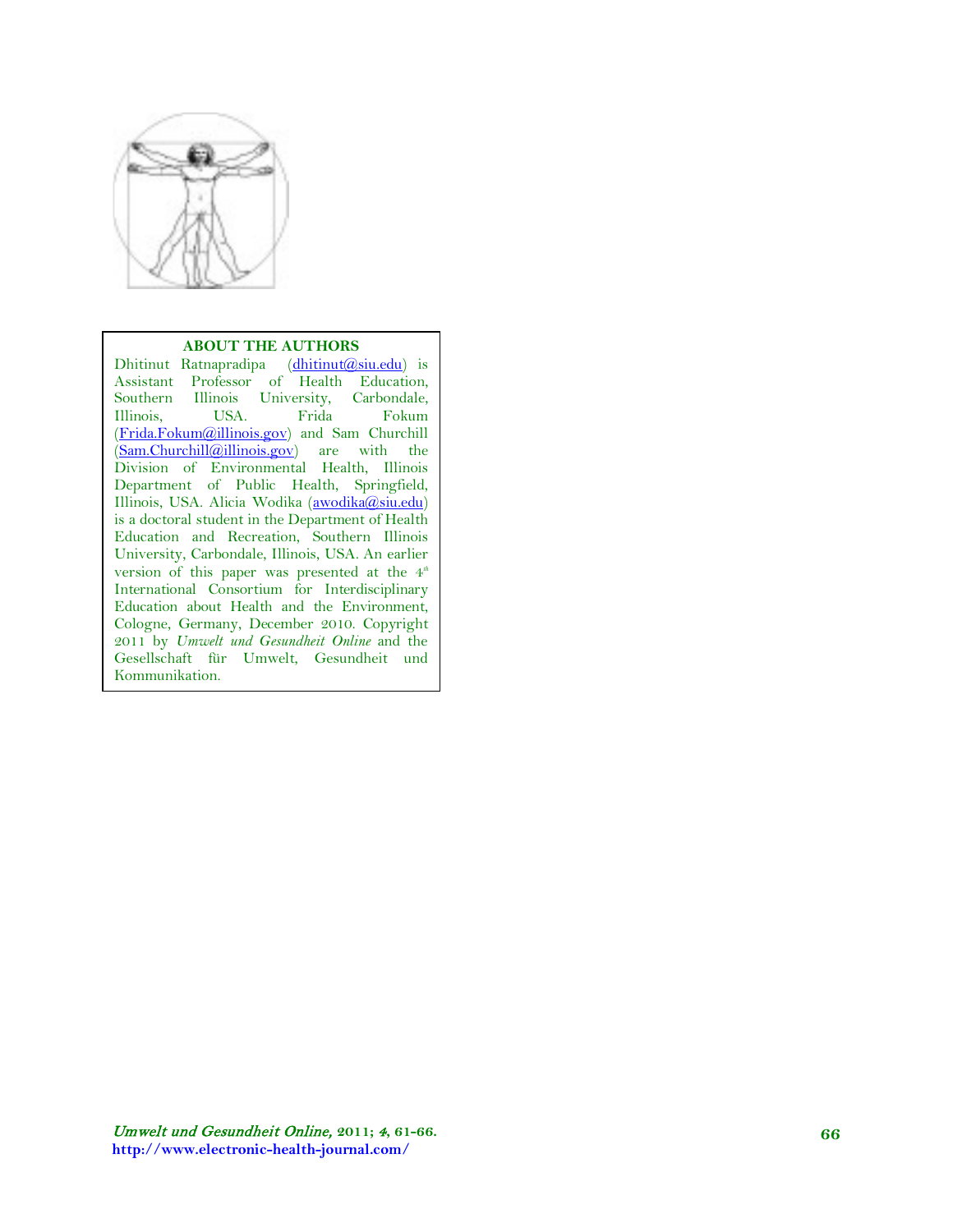## ABOUT THE AUTHORS

Dhitinut Ratnapradipa (dhitinut@siu.edu) is Assistant Professor of Health Education, Southern Illinois University, Carbondale, Illinois, USA. Frida Fokum (Frida.Fokum@illinois.gov) and Sam Churchill (Sam.Churchill@illinois.gov) are with the Division of Environmental Health, Illinois Department of Public Health, Springfield, Illinois, USA. Alicia Wodika (awodika@siu.edu) is a doctoral student in the Department of Health Education and Recreation, Southern Illinois University, Carbondale, Illinois, USA. An earlier version of this paper was presented at the 4th International Consortium for Interdisciplinary Education about Health and the Environment, Cologne, Germany, December 2010. Copyright 2011 by *Umwelt und Gesundheit Online* and the Gesellschaft für Umwelt, Gesundheit und Kommunikation.